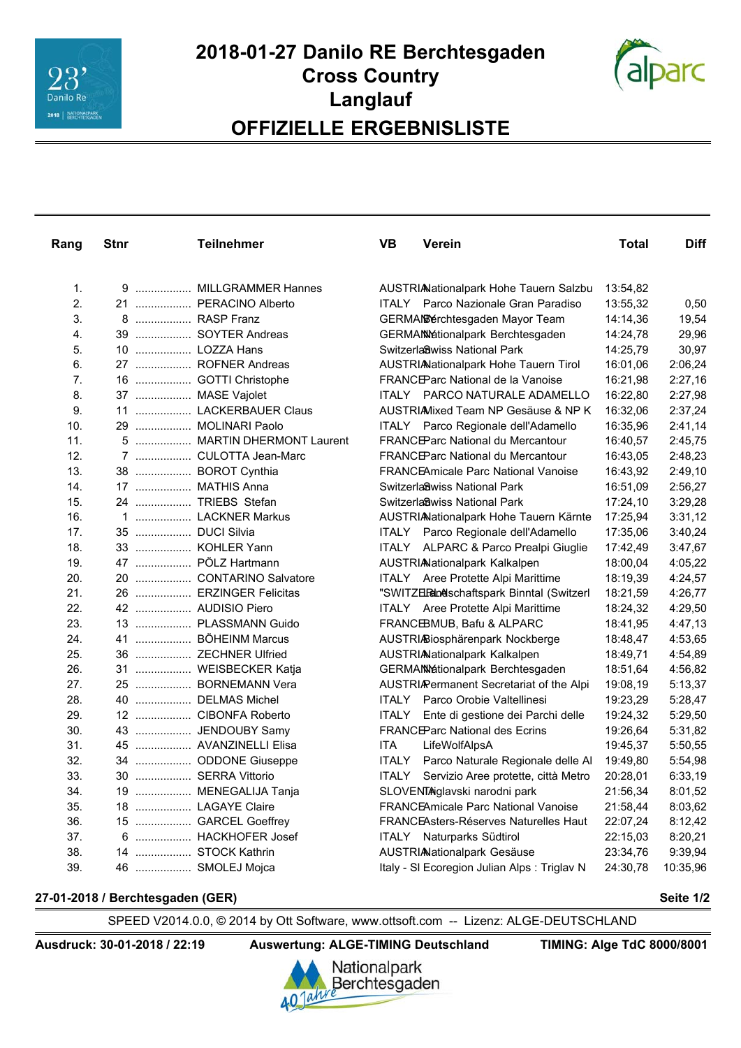# 2018-01-27 Danilo RE Berchtesgaden
# Cross Country
# Langlauf
## OFFIZIELLE ERGEBNISLISTE

| Rang | Stnr | Teilnehmer | VB | Verein | Total | Diff |
|---|---|---|---|---|---|---|
| 1. | 9 | MILLGRAMMER Hannes | AUSTRIA | Nationalpark Hohe Tauern Salzbu | 13:54,82 | |
| 2. | 21 | PERACINO Alberto | ITALY | Parco Nazionale Gran Paradiso | 13:55,32 | 0,50 |
| 3. | 8 | RASP Franz | GERMANY | Berchtesgaden Mayor Team | 14:14,36 | 19,54 |
| 4. | 39 | SOYTER Andreas | GERMANY | Nationalpark Berchtesgaden | 14:24,78 | 29,96 |
| 5. | 10 | LOZZA Hans | Switzerland | Swiss National Park | 14:25,79 | 30,97 |
| 6. | 27 | ROFNER Andreas | AUSTRIA | Nationalpark Hohe Tauern Tirol | 16:01,06 | 2:06,24 |
| 7. | 16 | GOTTI Christophe | FRANCE | Parc National de la Vanoise | 16:21,98 | 2:27,16 |
| 8. | 37 | MASE Vajolet | ITALY | PARCO NATURALE ADAMELLO | 16:22,80 | 2:27,98 |
| 9. | 11 | LACKERBAUER Claus | AUSTRIA | Mixed Team NP Gesäuse & NP K | 16:32,06 | 2:37,24 |
| 10. | 29 | MOLINARI Paolo | ITALY | Parco Regionale dell'Adamello | 16:35,96 | 2:41,14 |
| 11. | 5 | MARTIN DHERMONT Laurent | FRANCE | Parc National du Mercantour | 16:40,57 | 2:45,75 |
| 12. | 7 | CULOTTA Jean-Marc | FRANCE | Parc National du Mercantour | 16:43,05 | 2:48,23 |
| 13. | 38 | BOROT Cynthia | FRANCE | Amicale Parc National Vanoise | 16:43,92 | 2:49,10 |
| 14. | 17 | MATHIS Anna | Switzerland | Swiss National Park | 16:51,09 | 2:56,27 |
| 15. | 24 | TRIEBS Stefan | Switzerland | Swiss National Park | 17:24,10 | 3:29,28 |
| 16. | 1 | LACKNER Markus | AUSTRIA | Nationalpark Hohe Tauern Kärnte | 17:25,94 | 3:31,12 |
| 17. | 35 | DUCI Silvia | ITALY | Parco Regionale dell'Adamello | 17:35,06 | 3:40,24 |
| 18. | 33 | KOHLER Yann | ITALY | ALPARC & Parco Prealpi Giuglie | 17:42,49 | 3:47,67 |
| 19. | 47 | PÖLZ Hartmann | AUSTRIA | Nationalpark Kalkalpen | 18:00,04 | 4:05,22 |
| 20. | 20 | CONTARINO Salvatore | ITALY | Aree Protette Alpi Marittime | 18:19,39 | 4:24,57 |
| 21. | 26 | ERZINGER Felicitas | "SWITZERLAND" | Landschaftspark Binntal (Switzerl | 18:21,59 | 4:26,77 |
| 22. | 42 | AUDISIO Piero | ITALY | Aree Protette Alpi Marittime | 18:24,32 | 4:29,50 |
| 23. | 13 | PLASSMANN Guido | FRANCE | BMUB, Bafu & ALPARC | 18:41,95 | 4:47,13 |
| 24. | 41 | BÖHEINM Marcus | AUSTRIA | Biosphärenpark Nockberge | 18:48,47 | 4:53,65 |
| 25. | 36 | ZECHNER Ulfried | AUSTRIA | Nationalpark Kalkalpen | 18:49,71 | 4:54,89 |
| 26. | 31 | WEISBECKER Katja | GERMANY | Nationalpark Berchtesgaden | 18:51,64 | 4:56,82 |
| 27. | 25 | BORNEMANN Vera | AUSTRIA | Permanent Secretariat of the Alpi | 19:08,19 | 5:13,37 |
| 28. | 40 | DELMAS Michel | ITALY | Parco Orobie Valtellinesi | 19:23,29 | 5:28,47 |
| 29. | 12 | CIBONFA Roberto | ITALY | Ente di gestione dei Parchi delle | 19:24,32 | 5:29,50 |
| 30. | 43 | JENDOUBY Samy | FRANCE | Parc National des Ecrins | 19:26,64 | 5:31,82 |
| 31. | 45 | AVANZINELLI Elisa | ITA | LifeWolfAlpsA | 19:45,37 | 5:50,55 |
| 32. | 34 | ODDONE Giuseppe | ITALY | Parco Naturale Regionale delle Al | 19:49,80 | 5:54,98 |
| 33. | 30 | SERRA Vittorio | ITALY | Servizio Aree protette, città Metro | 20:28,01 | 6:33,19 |
| 34. | 19 | MENEGALIJA Tanja | SLOVENIA | Triglavski narodni park | 21:56,34 | 8:01,52 |
| 35. | 18 | LAGAYE Claire | FRANCE | Amicale Parc National Vanoise | 21:58,44 | 8:03,62 |
| 36. | 15 | GARCEL Goeffrey | FRANCE | Asters-Réserves Naturelles Haut | 22:07,24 | 8:12,42 |
| 37. | 6 | HACKHOFER Josef | ITALY | Naturparks Südtirol | 22:15,03 | 8:20,21 |
| 38. | 14 | STOCK Kathrin | AUSTRIA | Nationalpark Gesäuse | 23:34,76 | 9:39,94 |
| 39. | 46 | SMOLEJ Mojca | Italy - Sl | Ecoregion Julian Alps : Triglav N | 24:30,78 | 10:35,96 |

**27-01-2018 / Berchtesgaden (GER)**

SPEED V2014.0.0, © 2014 by Ott Software, www.ottsoft.com -- Lizenz: ALGE-DEUTSCHLAND

**Ausdruck: 30-01-2018 / 22:19** **Auswertung: ALGE-TIMING Deutschland** **TIMING: Alge TdC 8000/8001**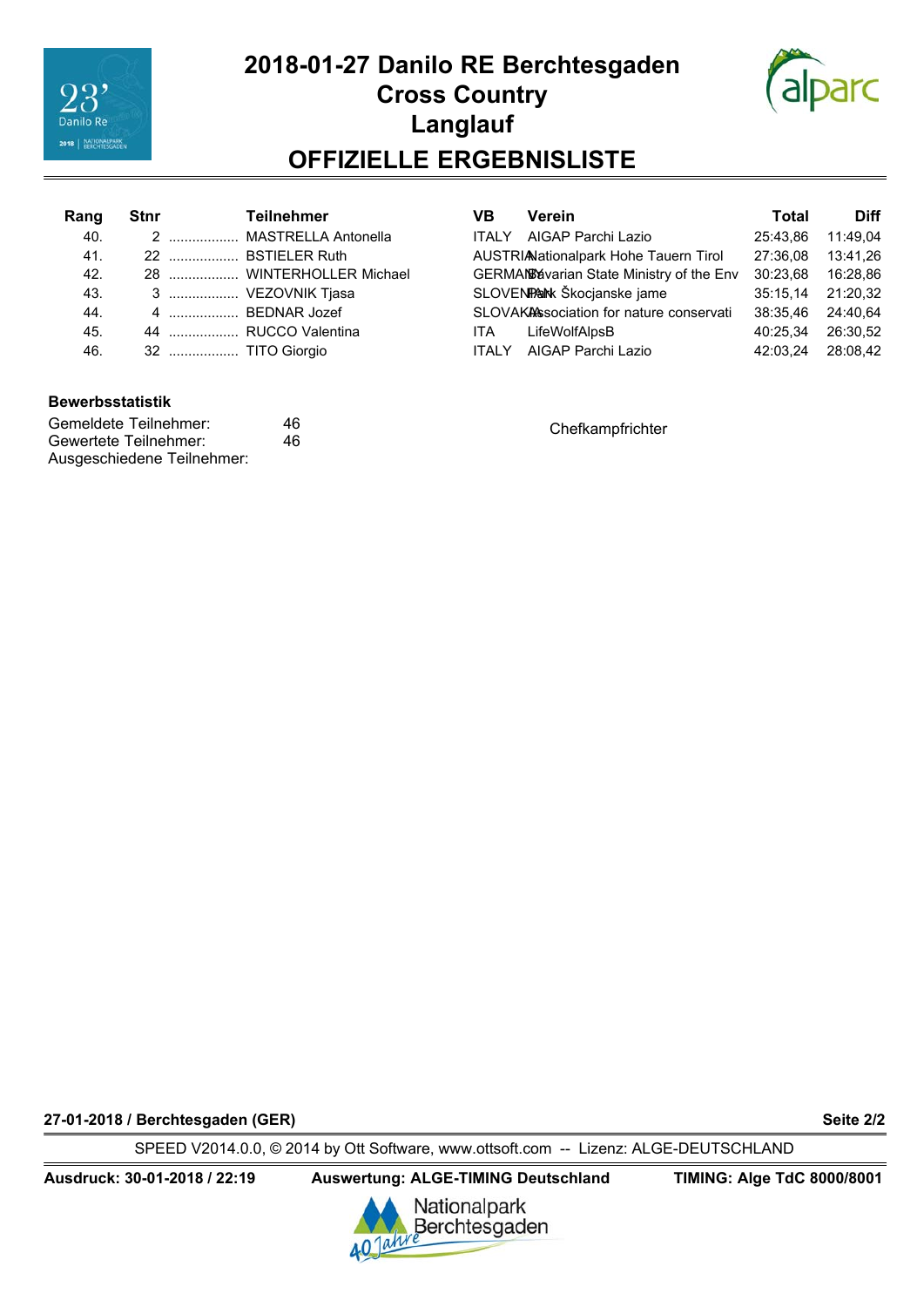# 2018-01-27 Danilo RE Berchtesgaden
## Cross Country
## Langlauf
## OFFIZIELLE ERGEBNISLISTE

| Rang | Stnr | Teilnehmer | VB | Verein | Total | Diff |
|---|---|---|---|---|---|---|
| 40. | 2 | MASTRELLA Antonella | ITALY | AIGAP Parchi Lazio | 25:43,86 | 11:49,04 |
| 41. | 22 | BSTIELER Ruth | AUSTRIA | Nationalpark Hohe Tauern Tirol | 27:36,08 | 13:41,26 |
| 42. | 28 | WINTERHOLLER Michael | GERMANY | Bavarian State Ministry of the Env | 30:23,68 | 16:28,86 |
| 43. | 3 | VEZOVNIK Tjasa | SLOVENIA | Park Škocjanske jame | 35:15,14 | 21:20,32 |
| 44. | 4 | BEDNAR Jozef | SLOVAKIA | Association for nature conservati | 38:35,46 | 24:40,64 |
| 45. | 44 | RUCCO Valentina | ITA | LifeWolfAlpsB | 40:25,34 | 26:30,52 |
| 46. | 32 | TITO Giorgio | ITALY | AIGAP Parchi Lazio | 42:03,24 | 28:08,42 |

**Bewerbsstatistik**

Gemeldete Teilnehmer: 46
Gewertete Teilnehmer: 46
Ausgeschiedene Teilnehmer:

Chefkampfrichter

**27-01-2018 / Berchtesgaden (GER)**

SPEED V2014.0.0, © 2014 by Ott Software, www.ottsoft.com -- Lizenz: ALGE-DEUTSCHLAND

**Ausdruck: 30-01-2018 / 22:19** **Auswertung: ALGE-TIMING Deutschland** **TIMING: Alge TdC 8000/8001**